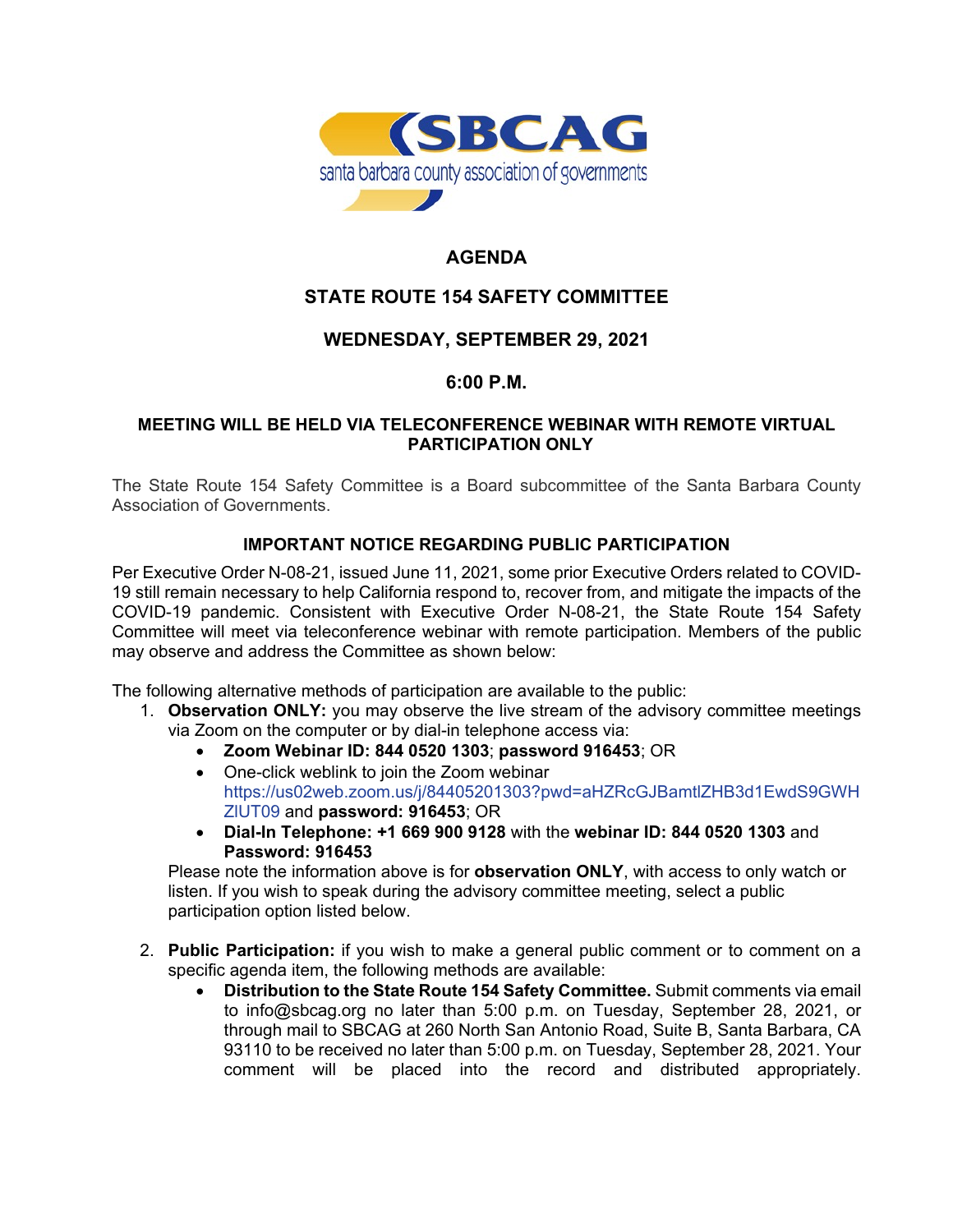**SBCAG**

santa barbara county association of governments

# AGENDA

## STATE ROUTE 154 SAFETY COMMITTEE

## WEDNESDAY, SEPTEMBER 29, 2021

## 6:00 P.M.

### MEETING WILL BE HELD VIA TELECONFERENCE WEBINAR WITH REMOTE VIRTUAL PARTICIPATION ONLY

The State Route 154 Safety Committee is a Board subcommittee of the Santa Barbara County Association of Governments.

### IMPORTANT NOTICE REGARDING PUBLIC PARTICIPATION

Per Executive Order N-08-21, issued June 11, 2021, some prior Executive Orders related to COVID-19 still remain necessary to help California respond to, recover from, and mitigate the impacts of the COVID-19 pandemic. Consistent with Executive Order N-08-21, the State Route 154 Safety Committee will meet via teleconference webinar with remote participation. Members of the public may observe and address the Committee as shown below:

The following alternative methods of participation are available to the public:

1. **Observation ONLY:** you may observe the live stream of the advisory committee meetings via Zoom on the computer or by dial-in telephone access via:
   - **Zoom Webinar ID: 844 0520 1303**; **password 916453**; OR
   - One-click weblink to join the Zoom webinar https://us02web.zoom.us/j/84405201303?pwd=aHZRcGJBamtlZHB3d1EwdS9GWHZIUT09 and **password: 916453**; OR
   - **Dial-In Telephone: +1 669 900 9128** with the **webinar ID: 844 0520 1303** and **Password: 916453**

   Please note the information above is for **observation ONLY**, with access to only watch or listen. If you wish to speak during the advisory committee meeting, select a public participation option listed below.

2. **Public Participation:** if you wish to make a general public comment or to comment on a specific agenda item, the following methods are available:
   - **Distribution to the State Route 154 Safety Committee.** Submit comments via email to info@sbcag.org no later than 5:00 p.m. on Tuesday, September 28, 2021, or through mail to SBCAG at 260 North San Antonio Road, Suite B, Santa Barbara, CA 93110 to be received no later than 5:00 p.m. on Tuesday, September 28, 2021. Your comment will be placed into the record and distributed appropriately.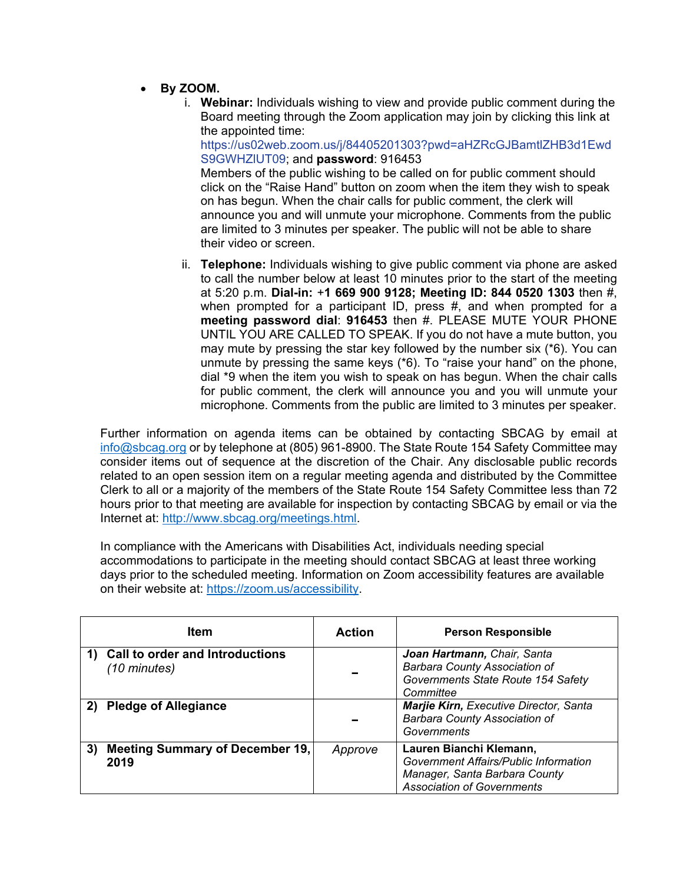- **By ZOOM.**
    i. **Webinar:** Individuals wishing to view and provide public comment during the Board meeting through the Zoom application may join by clicking this link at the appointed time: https://us02web.zoom.us/j/84405201303?pwd=aHZRcGJBamtlZHB3d1EwdS9GWHZlUT09; and **password**: 916453
    Members of the public wishing to be called on for public comment should click on the "Raise Hand" button on zoom when the item they wish to speak on has begun. When the chair calls for public comment, the clerk will announce you and will unmute your microphone. Comments from the public are limited to 3 minutes per speaker. The public will not be able to share their video or screen.

    ii. **Telephone:** Individuals wishing to give public comment via phone are asked to call the number below at least 10 minutes prior to the start of the meeting at 5:20 p.m. **Dial-in:** +**1 669 900 9128; Meeting ID: 844 0520 1303** then #, when prompted for a participant ID, press #, and when prompted for a **meeting password dial**: **916453** then #. PLEASE MUTE YOUR PHONE UNTIL YOU ARE CALLED TO SPEAK. If you do not have a mute button, you may mute by pressing the star key followed by the number six (*6). You can unmute by pressing the same keys (*6). To "raise your hand" on the phone, dial *9 when the item you wish to speak on has begun. When the chair calls for public comment, the clerk will announce you and you will unmute your microphone. Comments from the public are limited to 3 minutes per speaker.

Further information on agenda items can be obtained by contacting SBCAG by email at info@sbcag.org or by telephone at (805) 961-8900. The State Route 154 Safety Committee may consider items out of sequence at the discretion of the Chair. Any disclosable public records related to an open session item on a regular meeting agenda and distributed by the Committee Clerk to all or a majority of the members of the State Route 154 Safety Committee less than 72 hours prior to that meeting are available for inspection by contacting SBCAG by email or via the Internet at: http://www.sbcag.org/meetings.html.

In compliance with the Americans with Disabilities Act, individuals needing special accommodations to participate in the meeting should contact SBCAG at least three working days prior to the scheduled meeting. Information on Zoom accessibility features are available on their website at: https://zoom.us/accessibility.

| Item | Action | Person Responsible |
|---|---|---|
| **1) Call to order and Introductions** *(10 minutes)* | **–** | ***Joan Hartmann,*** *Chair, Santa Barbara County Association of Governments State Route 154 Safety Committee* |
| **2) Pledge of Allegiance** | **–** | ***Marjie Kirn,*** *Executive Director, Santa Barbara County Association of Governments* |
| **3) Meeting Summary of December 19, 2019** | *Approve* | **Lauren Bianchi Klemann,** *Government Affairs/Public Information Manager, Santa Barbara County Association of Governments* |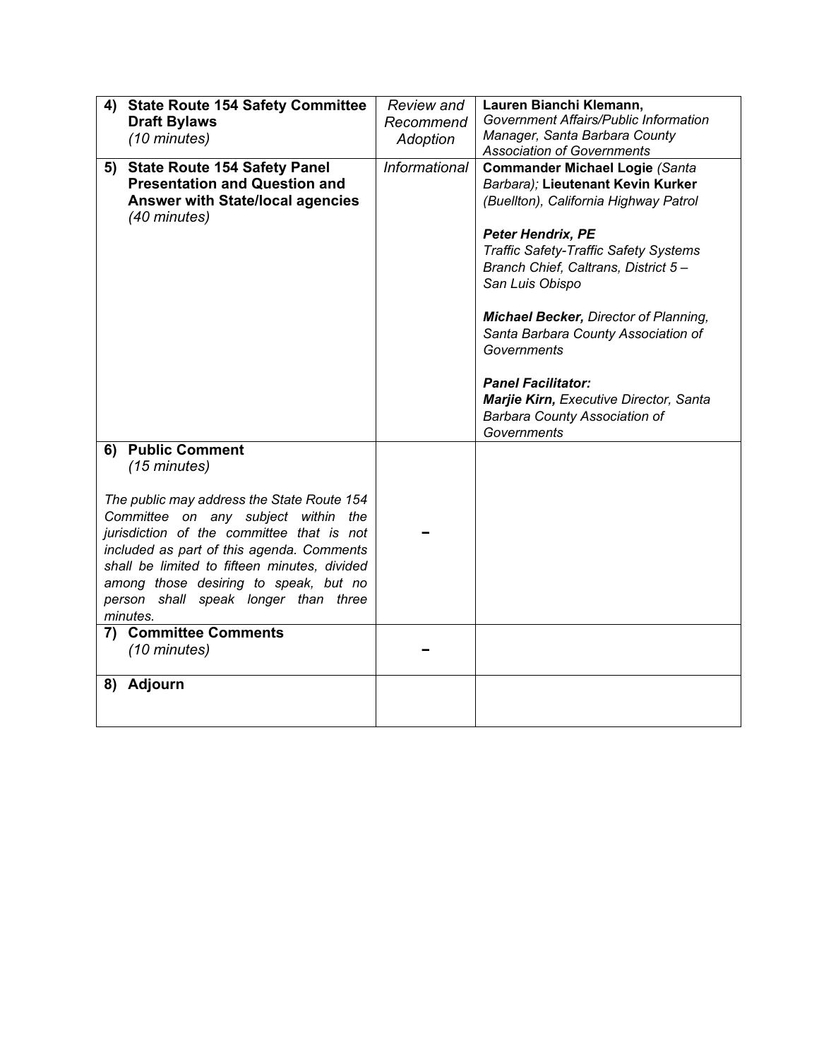| | | |
|---|---|---|
| **4) State Route 154 Safety Committee Draft Bylaws** *(10 minutes)* | *Review and Recommend Adoption* | **Lauren Bianchi Klemann,** *Government Affairs/Public Information Manager, Santa Barbara County Association of Governments* |
| **5) State Route 154 Safety Panel Presentation and Question and Answer with State/local agencies** *(40 minutes)* | *Informational* | **Commander Michael Logie** *(Santa Barbara);* **Lieutenant Kevin Kurker** *(Buellton), California Highway Patrol*<br><br>***Peter Hendrix, PE*** *Traffic Safety-Traffic Safety Systems Branch Chief, Caltrans, District 5 – San Luis Obispo*<br><br>***Michael Becker,*** *Director of Planning, Santa Barbara County Association of Governments*<br><br>***Panel Facilitator:*** ***Marjie Kirn,*** *Executive Director, Santa Barbara County Association of Governments* |
| **6) Public Comment** *(15 minutes)*<br><br>*The public may address the State Route 154 Committee on any subject within the jurisdiction of the committee that is not included as part of this agenda. Comments shall be limited to fifteen minutes, divided among those desiring to speak, but no person shall speak longer than three minutes.* | **–** | |
| **7) Committee Comments** *(10 minutes)* | **–** | |
| **8) Adjourn** | | |